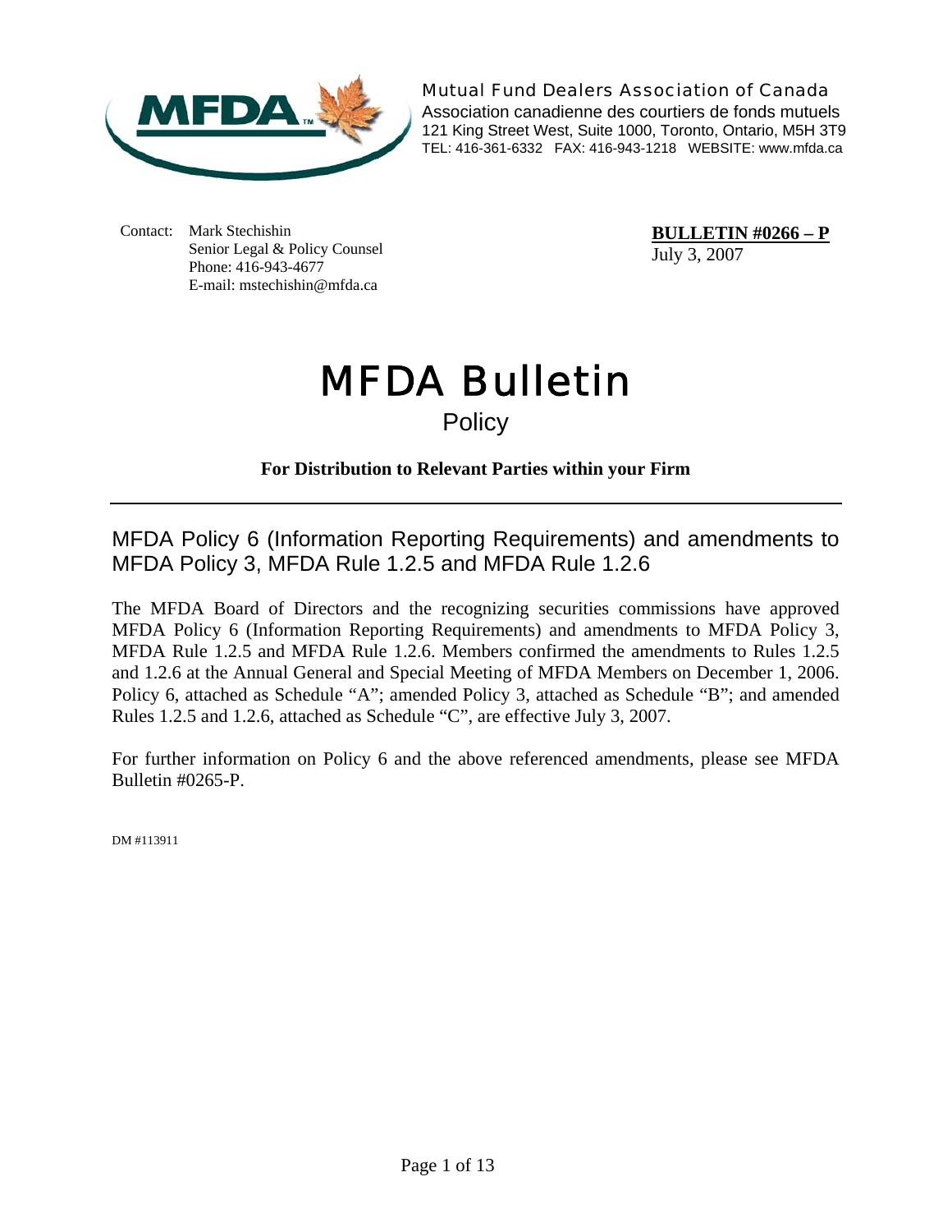Mutual Fund Dealers Association of Canada
Association canadienne des courtiers de fonds mutuels
121 King Street West, Suite 1000, Toronto, Ontario, M5H 3T9
TEL: 416-361-6332 FAX: 416-943-1218 WEBSITE: www.mfda.ca

Contact: Mark Stechishin
Senior Legal & Policy Counsel
Phone: 416-943-4677
E-mail: mstechishin@mfda.ca

**BULLETIN #0266 – P**
July 3, 2007

# MFDA Bulletin

## Policy

**For Distribution to Relevant Parties within your Firm**

---

## MFDA Policy 6 (Information Reporting Requirements) and amendments to MFDA Policy 3, MFDA Rule 1.2.5 and MFDA Rule 1.2.6

The MFDA Board of Directors and the recognizing securities commissions have approved MFDA Policy 6 (Information Reporting Requirements) and amendments to MFDA Policy 3, MFDA Rule 1.2.5 and MFDA Rule 1.2.6. Members confirmed the amendments to Rules 1.2.5 and 1.2.6 at the Annual General and Special Meeting of MFDA Members on December 1, 2006. Policy 6, attached as Schedule "A"; amended Policy 3, attached as Schedule "B"; and amended Rules 1.2.5 and 1.2.6, attached as Schedule "C", are effective July 3, 2007.

For further information on Policy 6 and the above referenced amendments, please see MFDA Bulletin #0265-P.

DM #113911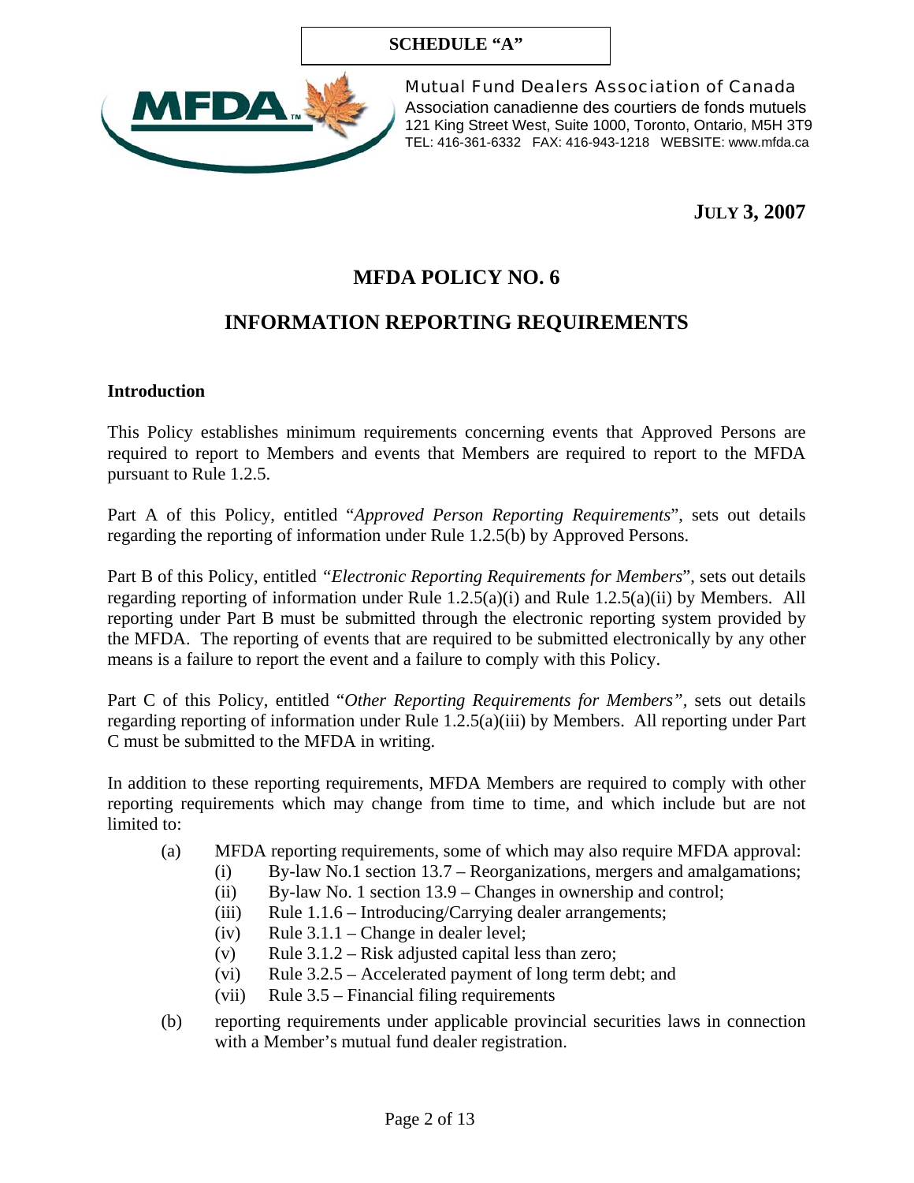**SCHEDULE "A"**

Mutual Fund Dealers Association of Canada
Association canadienne des courtiers de fonds mutuels
121 King Street West, Suite 1000, Toronto, Ontario, M5H 3T9
TEL: 416-361-6332 FAX: 416-943-1218 WEBSITE: www.mfda.ca

**JULY 3, 2007**

# MFDA POLICY NO. 6

## INFORMATION REPORTING REQUIREMENTS

### Introduction

This Policy establishes minimum requirements concerning events that Approved Persons are required to report to Members and events that Members are required to report to the MFDA pursuant to Rule 1.2.5.

Part A of this Policy, entitled "*Approved Person Reporting Requirements*", sets out details regarding the reporting of information under Rule 1.2.5(b) by Approved Persons.

Part B of this Policy, entitled *"Electronic Reporting Requirements for Members*", sets out details regarding reporting of information under Rule 1.2.5(a)(i) and Rule 1.2.5(a)(ii) by Members. All reporting under Part B must be submitted through the electronic reporting system provided by the MFDA. The reporting of events that are required to be submitted electronically by any other means is a failure to report the event and a failure to comply with this Policy.

Part C of this Policy, entitled "*Other Reporting Requirements for Members"*, sets out details regarding reporting of information under Rule 1.2.5(a)(iii) by Members. All reporting under Part C must be submitted to the MFDA in writing.

In addition to these reporting requirements, MFDA Members are required to comply with other reporting requirements which may change from time to time, and which include but are not limited to:

(a) MFDA reporting requirements, some of which may also require MFDA approval:
   (i) By-law No.1 section 13.7 – Reorganizations, mergers and amalgamations;
   (ii) By-law No. 1 section 13.9 – Changes in ownership and control;
   (iii) Rule 1.1.6 – Introducing/Carrying dealer arrangements;
   (iv) Rule 3.1.1 – Change in dealer level;
   (v) Rule 3.1.2 – Risk adjusted capital less than zero;
   (vi) Rule 3.2.5 – Accelerated payment of long term debt; and
   (vii) Rule 3.5 – Financial filing requirements

(b) reporting requirements under applicable provincial securities laws in connection with a Member's mutual fund dealer registration.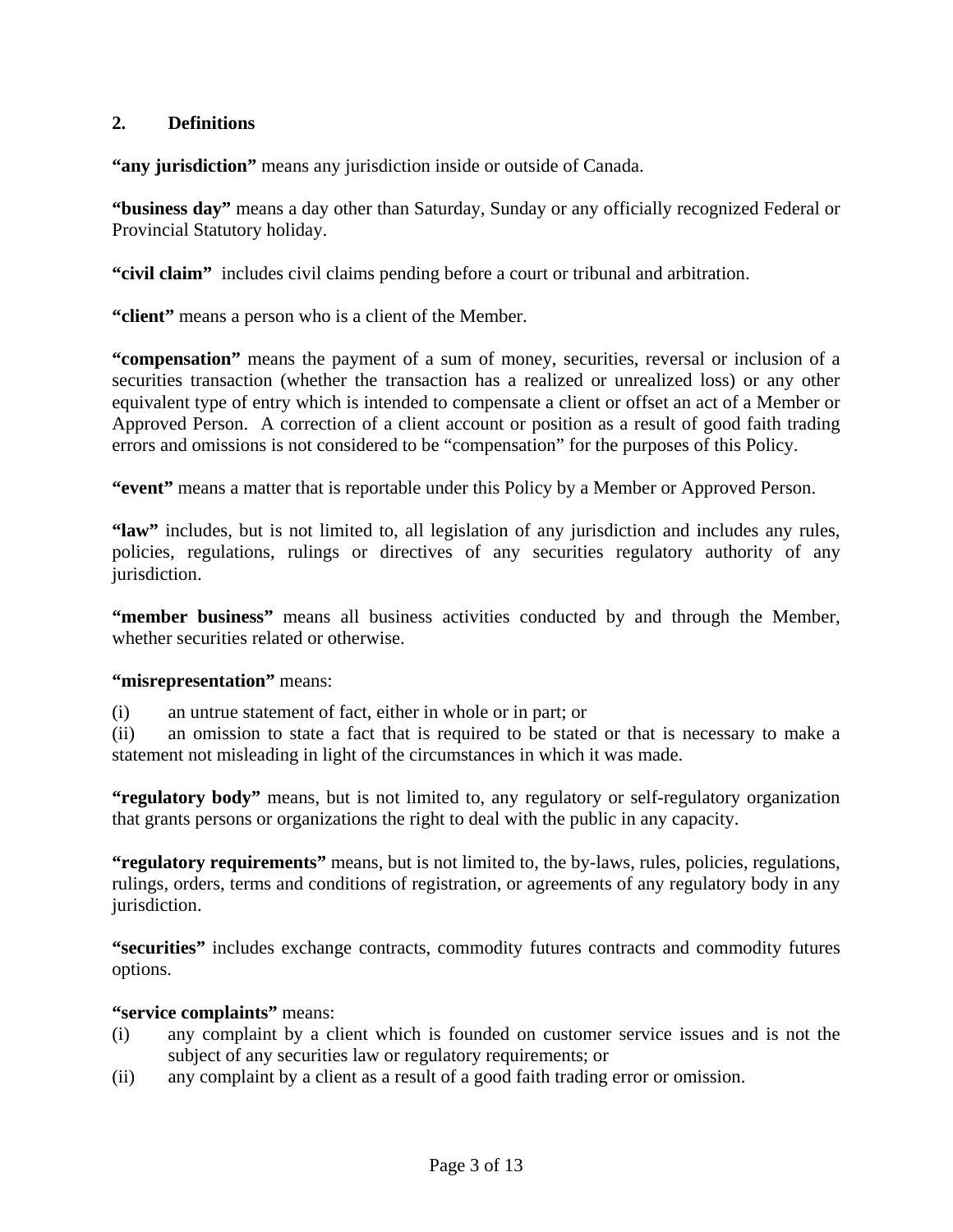## 2. Definitions

**"any jurisdiction"** means any jurisdiction inside or outside of Canada.

**"business day"** means a day other than Saturday, Sunday or any officially recognized Federal or Provincial Statutory holiday.

**"civil claim"** includes civil claims pending before a court or tribunal and arbitration.

**"client"** means a person who is a client of the Member.

**"compensation"** means the payment of a sum of money, securities, reversal or inclusion of a securities transaction (whether the transaction has a realized or unrealized loss) or any other equivalent type of entry which is intended to compensate a client or offset an act of a Member or Approved Person. A correction of a client account or position as a result of good faith trading errors and omissions is not considered to be "compensation" for the purposes of this Policy.

**"event"** means a matter that is reportable under this Policy by a Member or Approved Person.

**"law"** includes, but is not limited to, all legislation of any jurisdiction and includes any rules, policies, regulations, rulings or directives of any securities regulatory authority of any jurisdiction.

**"member business"** means all business activities conducted by and through the Member, whether securities related or otherwise.

**"misrepresentation"** means:

(i) an untrue statement of fact, either in whole or in part; or

(ii) an omission to state a fact that is required to be stated or that is necessary to make a statement not misleading in light of the circumstances in which it was made.

**"regulatory body"** means, but is not limited to, any regulatory or self-regulatory organization that grants persons or organizations the right to deal with the public in any capacity.

**"regulatory requirements"** means, but is not limited to, the by-laws, rules, policies, regulations, rulings, orders, terms and conditions of registration, or agreements of any regulatory body in any jurisdiction.

**"securities"** includes exchange contracts, commodity futures contracts and commodity futures options.

**"service complaints"** means:

(i) any complaint by a client which is founded on customer service issues and is not the subject of any securities law or regulatory requirements; or

(ii) any complaint by a client as a result of a good faith trading error or omission.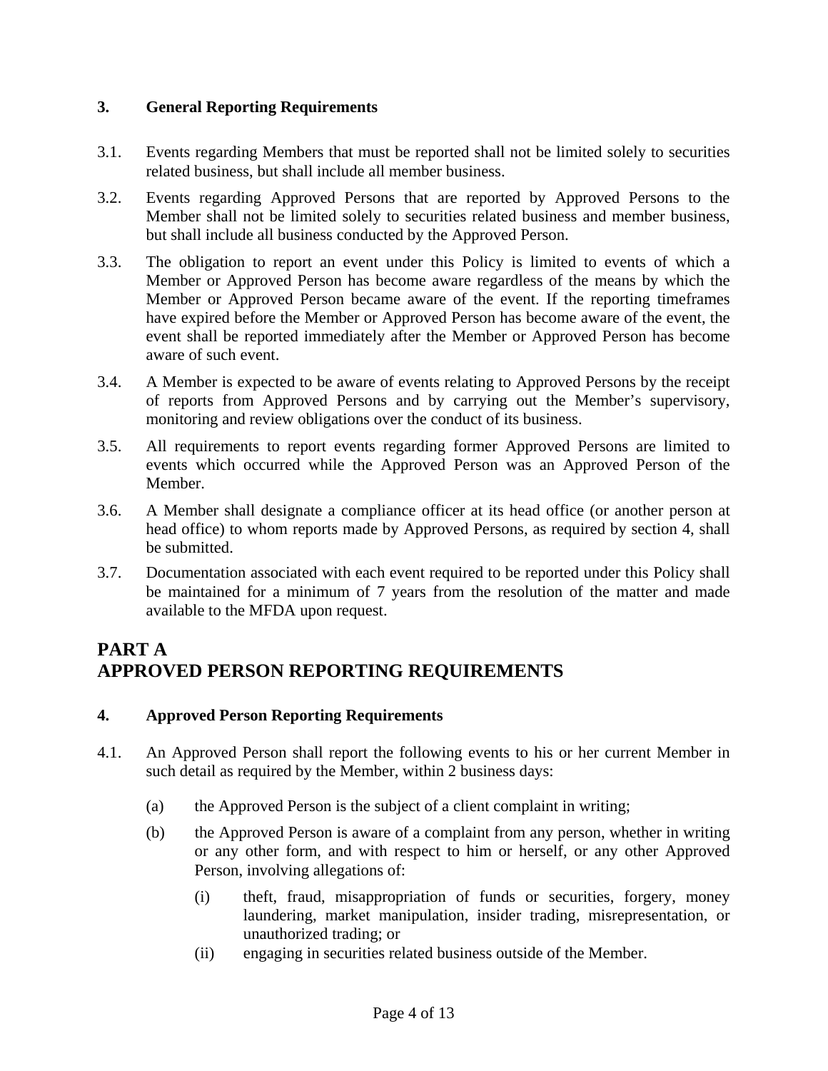### 3. General Reporting Requirements

3.1. Events regarding Members that must be reported shall not be limited solely to securities related business, but shall include all member business.

3.2. Events regarding Approved Persons that are reported by Approved Persons to the Member shall not be limited solely to securities related business and member business, but shall include all business conducted by the Approved Person.

3.3. The obligation to report an event under this Policy is limited to events of which a Member or Approved Person has become aware regardless of the means by which the Member or Approved Person became aware of the event. If the reporting timeframes have expired before the Member or Approved Person has become aware of the event, the event shall be reported immediately after the Member or Approved Person has become aware of such event.

3.4. A Member is expected to be aware of events relating to Approved Persons by the receipt of reports from Approved Persons and by carrying out the Member's supervisory, monitoring and review obligations over the conduct of its business.

3.5. All requirements to report events regarding former Approved Persons are limited to events which occurred while the Approved Person was an Approved Person of the Member.

3.6. A Member shall designate a compliance officer at its head office (or another person at head office) to whom reports made by Approved Persons, as required by section 4, shall be submitted.

3.7. Documentation associated with each event required to be reported under this Policy shall be maintained for a minimum of 7 years from the resolution of the matter and made available to the MFDA upon request.

## PART A
## APPROVED PERSON REPORTING REQUIREMENTS

### 4. Approved Person Reporting Requirements

4.1. An Approved Person shall report the following events to his or her current Member in such detail as required by the Member, within 2 business days:

(a) the Approved Person is the subject of a client complaint in writing;

(b) the Approved Person is aware of a complaint from any person, whether in writing or any other form, and with respect to him or herself, or any other Approved Person, involving allegations of:

(i) theft, fraud, misappropriation of funds or securities, forgery, money laundering, market manipulation, insider trading, misrepresentation, or unauthorized trading; or

(ii) engaging in securities related business outside of the Member.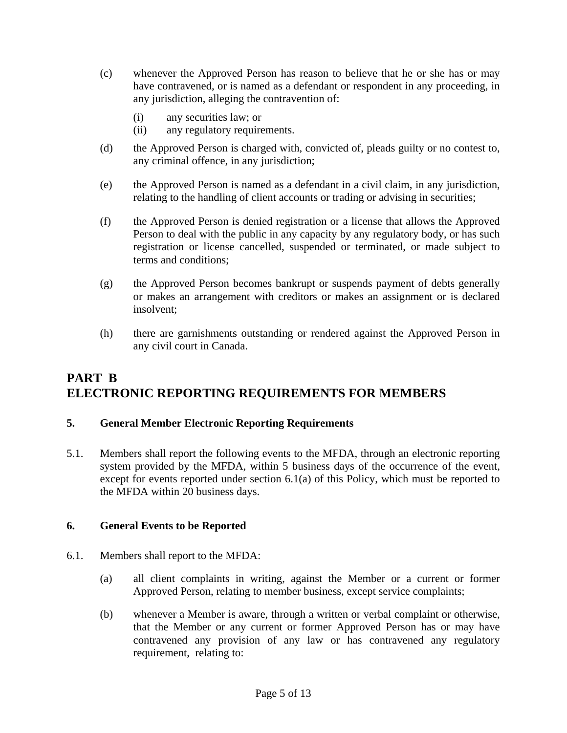(c) whenever the Approved Person has reason to believe that he or she has or may have contravened, or is named as a defendant or respondent in any proceeding, in any jurisdiction, alleging the contravention of:

    (i) any securities law; or
    (ii) any regulatory requirements.

(d) the Approved Person is charged with, convicted of, pleads guilty or no contest to, any criminal offence, in any jurisdiction;

(e) the Approved Person is named as a defendant in a civil claim, in any jurisdiction, relating to the handling of client accounts or trading or advising in securities;

(f) the Approved Person is denied registration or a license that allows the Approved Person to deal with the public in any capacity by any regulatory body, or has such registration or license cancelled, suspended or terminated, or made subject to terms and conditions;

(g) the Approved Person becomes bankrupt or suspends payment of debts generally or makes an arrangement with creditors or makes an assignment or is declared insolvent;

(h) there are garnishments outstanding or rendered against the Approved Person in any civil court in Canada.

# PART B
# ELECTRONIC REPORTING REQUIREMENTS FOR MEMBERS

## 5. General Member Electronic Reporting Requirements

5.1. Members shall report the following events to the MFDA, through an electronic reporting system provided by the MFDA, within 5 business days of the occurrence of the event, except for events reported under section 6.1(a) of this Policy, which must be reported to the MFDA within 20 business days.

## 6. General Events to be Reported

6.1. Members shall report to the MFDA:

(a) all client complaints in writing, against the Member or a current or former Approved Person, relating to member business, except service complaints;

(b) whenever a Member is aware, through a written or verbal complaint or otherwise, that the Member or any current or former Approved Person has or may have contravened any provision of any law or has contravened any regulatory requirement, relating to: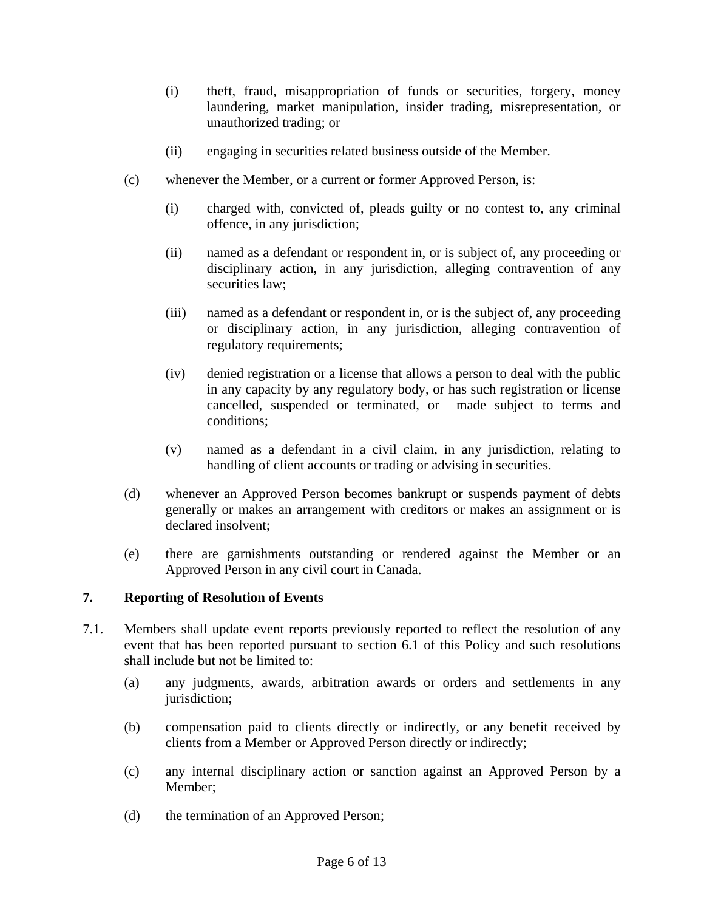(i) theft, fraud, misappropriation of funds or securities, forgery, money laundering, market manipulation, insider trading, misrepresentation, or unauthorized trading; or

(ii) engaging in securities related business outside of the Member.

(c) whenever the Member, or a current or former Approved Person, is:

(i) charged with, convicted of, pleads guilty or no contest to, any criminal offence, in any jurisdiction;

(ii) named as a defendant or respondent in, or is subject of, any proceeding or disciplinary action, in any jurisdiction, alleging contravention of any securities law;

(iii) named as a defendant or respondent in, or is the subject of, any proceeding or disciplinary action, in any jurisdiction, alleging contravention of regulatory requirements;

(iv) denied registration or a license that allows a person to deal with the public in any capacity by any regulatory body, or has such registration or license cancelled, suspended or terminated, or made subject to terms and conditions;

(v) named as a defendant in a civil claim, in any jurisdiction, relating to handling of client accounts or trading or advising in securities.

(d) whenever an Approved Person becomes bankrupt or suspends payment of debts generally or makes an arrangement with creditors or makes an assignment or is declared insolvent;

(e) there are garnishments outstanding or rendered against the Member or an Approved Person in any civil court in Canada.

## 7. Reporting of Resolution of Events

7.1. Members shall update event reports previously reported to reflect the resolution of any event that has been reported pursuant to section 6.1 of this Policy and such resolutions shall include but not be limited to:

(a) any judgments, awards, arbitration awards or orders and settlements in any jurisdiction;

(b) compensation paid to clients directly or indirectly, or any benefit received by clients from a Member or Approved Person directly or indirectly;

(c) any internal disciplinary action or sanction against an Approved Person by a Member;

(d) the termination of an Approved Person;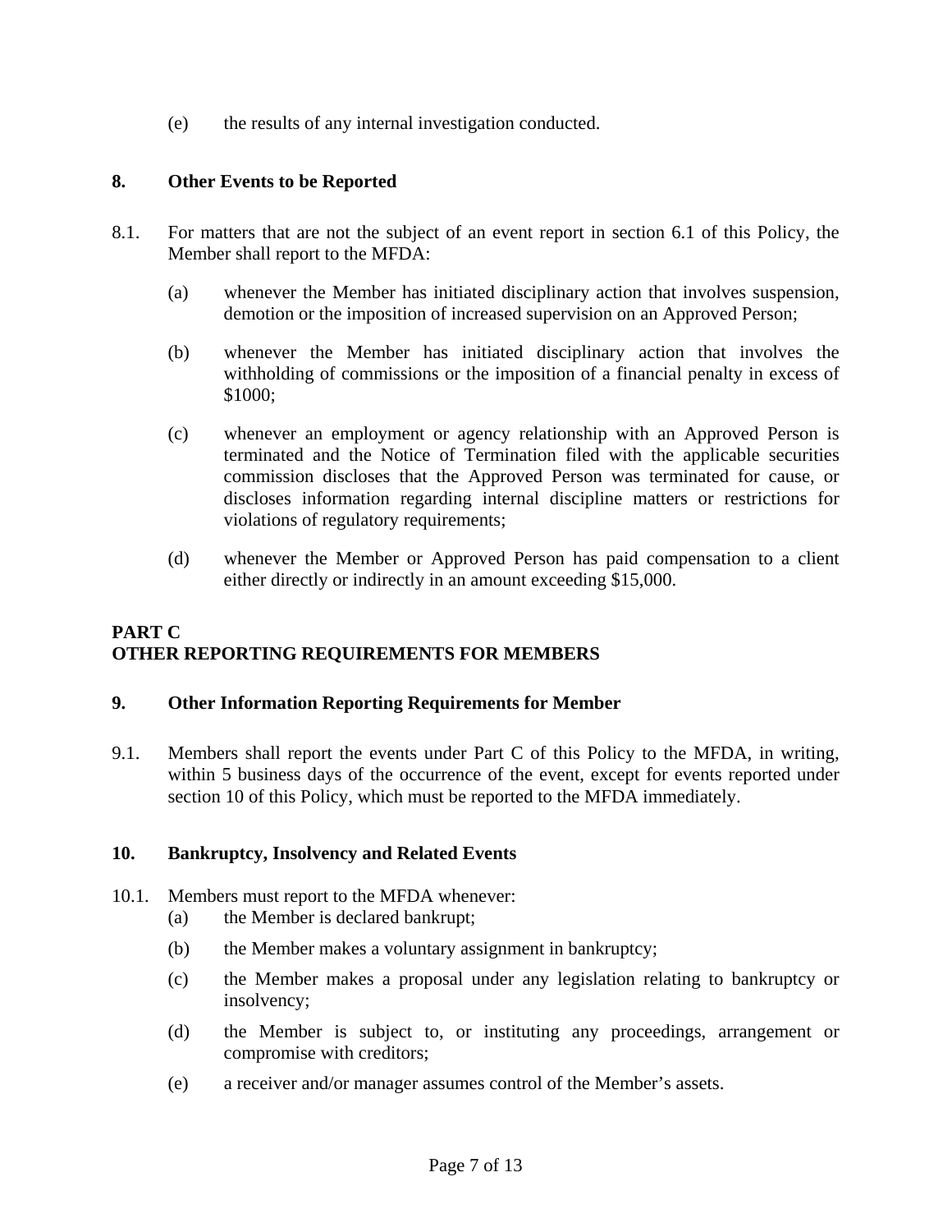(e) the results of any internal investigation conducted.

## 8. Other Events to be Reported

8.1. For matters that are not the subject of an event report in section 6.1 of this Policy, the Member shall report to the MFDA:

(a) whenever the Member has initiated disciplinary action that involves suspension, demotion or the imposition of increased supervision on an Approved Person;

(b) whenever the Member has initiated disciplinary action that involves the withholding of commissions or the imposition of a financial penalty in excess of $1000;

(c) whenever an employment or agency relationship with an Approved Person is terminated and the Notice of Termination filed with the applicable securities commission discloses that the Approved Person was terminated for cause, or discloses information regarding internal discipline matters or restrictions for violations of regulatory requirements;

(d) whenever the Member or Approved Person has paid compensation to a client either directly or indirectly in an amount exceeding $15,000.

# PART C
# OTHER REPORTING REQUIREMENTS FOR MEMBERS

## 9. Other Information Reporting Requirements for Member

9.1. Members shall report the events under Part C of this Policy to the MFDA, in writing, within 5 business days of the occurrence of the event, except for events reported under section 10 of this Policy, which must be reported to the MFDA immediately.

## 10. Bankruptcy, Insolvency and Related Events

10.1. Members must report to the MFDA whenever:

(a) the Member is declared bankrupt;

(b) the Member makes a voluntary assignment in bankruptcy;

(c) the Member makes a proposal under any legislation relating to bankruptcy or insolvency;

(d) the Member is subject to, or instituting any proceedings, arrangement or compromise with creditors;

(e) a receiver and/or manager assumes control of the Member's assets.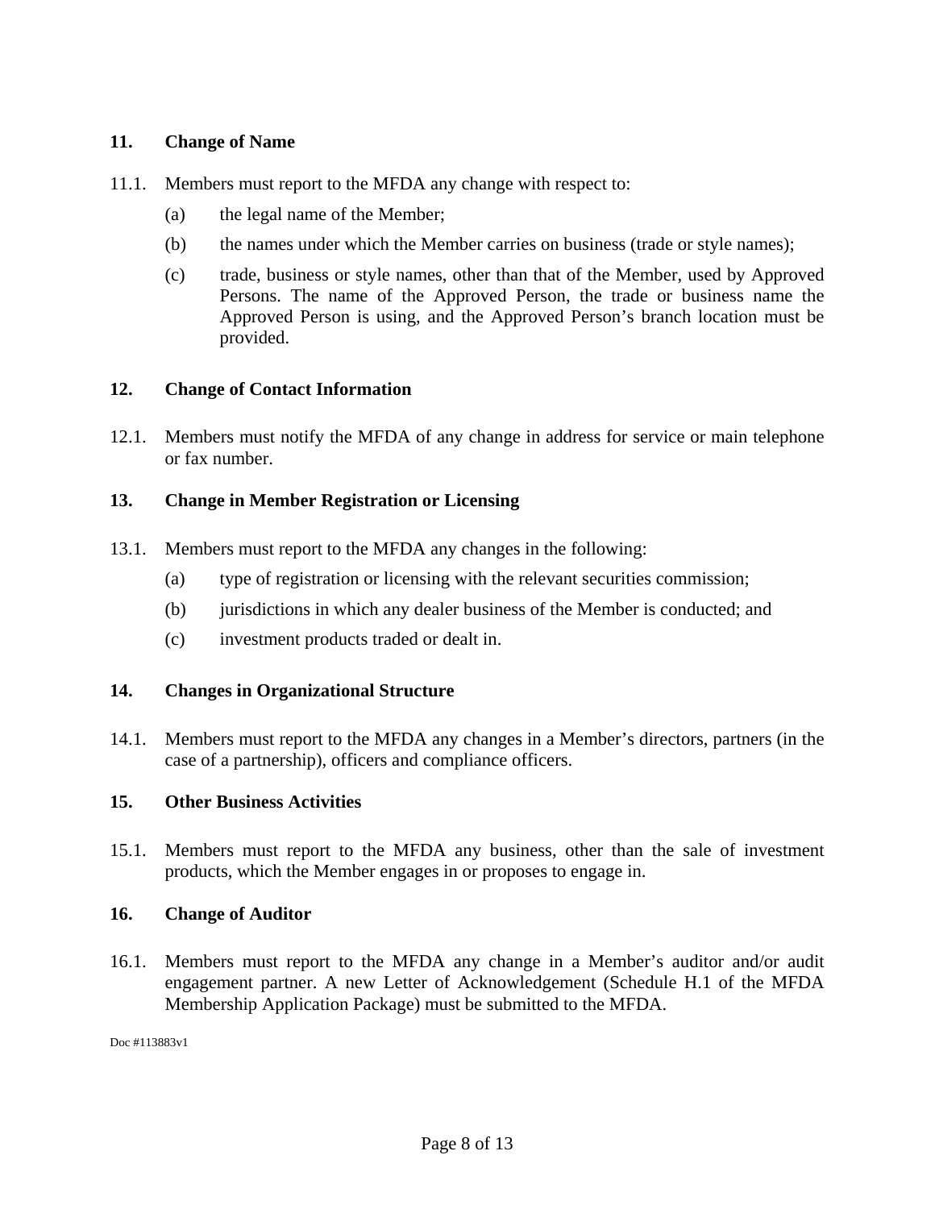## 11. Change of Name

11.1. Members must report to the MFDA any change with respect to:

(a) the legal name of the Member;

(b) the names under which the Member carries on business (trade or style names);

(c) trade, business or style names, other than that of the Member, used by Approved Persons. The name of the Approved Person, the trade or business name the Approved Person is using, and the Approved Person's branch location must be provided.

## 12. Change of Contact Information

12.1. Members must notify the MFDA of any change in address for service or main telephone or fax number.

## 13. Change in Member Registration or Licensing

13.1. Members must report to the MFDA any changes in the following:

(a) type of registration or licensing with the relevant securities commission;

(b) jurisdictions in which any dealer business of the Member is conducted; and

(c) investment products traded or dealt in.

## 14. Changes in Organizational Structure

14.1. Members must report to the MFDA any changes in a Member's directors, partners (in the case of a partnership), officers and compliance officers.

## 15. Other Business Activities

15.1. Members must report to the MFDA any business, other than the sale of investment products, which the Member engages in or proposes to engage in.

## 16. Change of Auditor

16.1. Members must report to the MFDA any change in a Member's auditor and/or audit engagement partner. A new Letter of Acknowledgement (Schedule H.1 of the MFDA Membership Application Package) must be submitted to the MFDA.

Doc #113883v1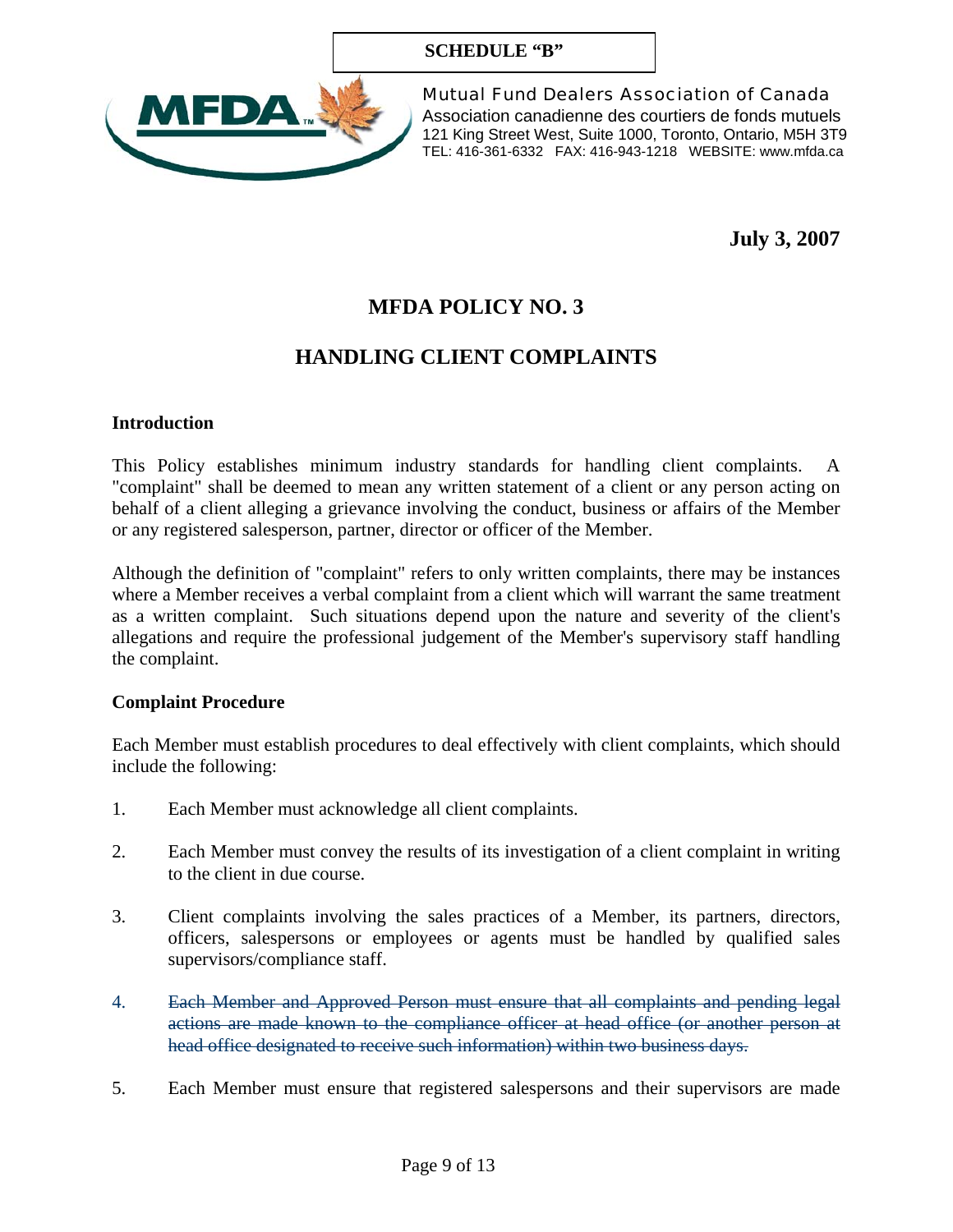**SCHEDULE "B"**

Mutual Fund Dealers Association of Canada
Association canadienne des courtiers de fonds mutuels
121 King Street West, Suite 1000, Toronto, Ontario, M5H 3T9
TEL: 416-361-6332 FAX: 416-943-1218 WEBSITE: www.mfda.ca

**July 3, 2007**

# MFDA POLICY NO. 3

# HANDLING CLIENT COMPLAINTS

**Introduction**

This Policy establishes minimum industry standards for handling client complaints. A "complaint" shall be deemed to mean any written statement of a client or any person acting on behalf of a client alleging a grievance involving the conduct, business or affairs of the Member or any registered salesperson, partner, director or officer of the Member.

Although the definition of "complaint" refers to only written complaints, there may be instances where a Member receives a verbal complaint from a client which will warrant the same treatment as a written complaint. Such situations depend upon the nature and severity of the client's allegations and require the professional judgement of the Member's supervisory staff handling the complaint.

**Complaint Procedure**

Each Member must establish procedures to deal effectively with client complaints, which should include the following:

1. Each Member must acknowledge all client complaints.

2. Each Member must convey the results of its investigation of a client complaint in writing to the client in due course.

3. Client complaints involving the sales practices of a Member, its partners, directors, officers, salespersons or employees or agents must be handled by qualified sales supervisors/compliance staff.

4. ~~Each Member and Approved Person must ensure that all complaints and pending legal actions are made known to the compliance officer at head office (or another person at head office designated to receive such information) within two business days.~~

5. Each Member must ensure that registered salespersons and their supervisors are made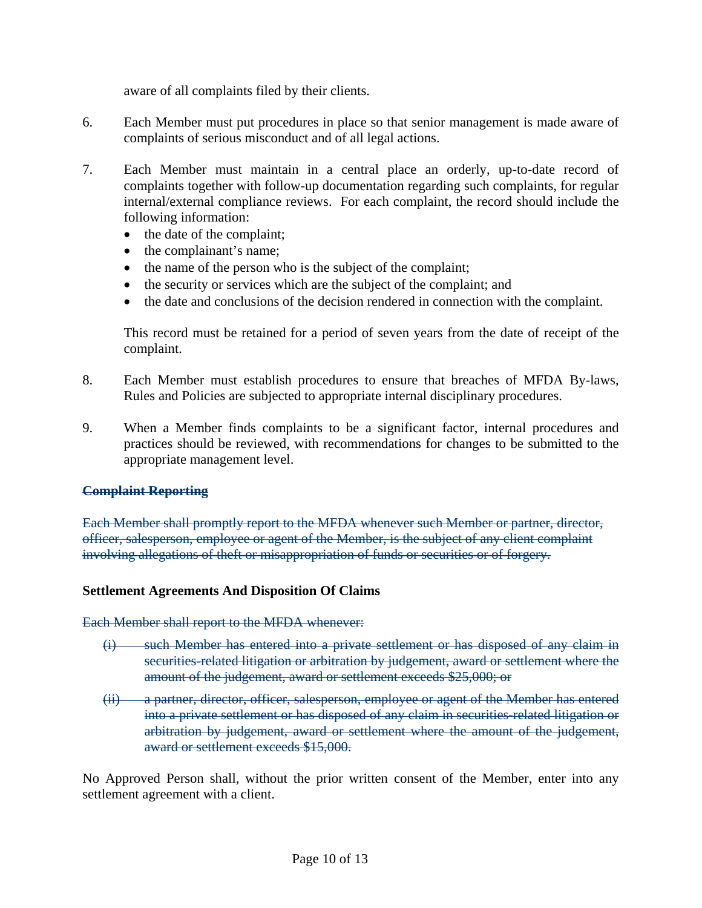aware of all complaints filed by their clients.

6. Each Member must put procedures in place so that senior management is made aware of complaints of serious misconduct and of all legal actions.

7. Each Member must maintain in a central place an orderly, up-to-date record of complaints together with follow-up documentation regarding such complaints, for regular internal/external compliance reviews. For each complaint, the record should include the following information:
   - the date of the complaint;
   - the complainant's name;
   - the name of the person who is the subject of the complaint;
   - the security or services which are the subject of the complaint; and
   - the date and conclusions of the decision rendered in connection with the complaint.

   This record must be retained for a period of seven years from the date of receipt of the complaint.

8. Each Member must establish procedures to ensure that breaches of MFDA By-laws, Rules and Policies are subjected to appropriate internal disciplinary procedures.

9. When a Member finds complaints to be a significant factor, internal procedures and practices should be reviewed, with recommendations for changes to be submitted to the appropriate management level.

**~~Complaint Reporting~~**

~~Each Member shall promptly report to the MFDA whenever such Member or partner, director, officer, salesperson, employee or agent of the Member, is the subject of any client complaint involving allegations of theft or misappropriation of funds or securities or of forgery.~~

**Settlement Agreements And Disposition Of Claims**

~~Each Member shall report to the MFDA whenever:~~

~~(i) such Member has entered into a private settlement or has disposed of any claim in securities-related litigation or arbitration by judgement, award or settlement where the amount of the judgement, award or settlement exceeds $25,000; or~~

~~(ii) a partner, director, officer, salesperson, employee or agent of the Member has entered into a private settlement or has disposed of any claim in securities-related litigation or arbitration by judgement, award or settlement where the amount of the judgement, award or settlement exceeds $15,000.~~

No Approved Person shall, without the prior written consent of the Member, enter into any settlement agreement with a client.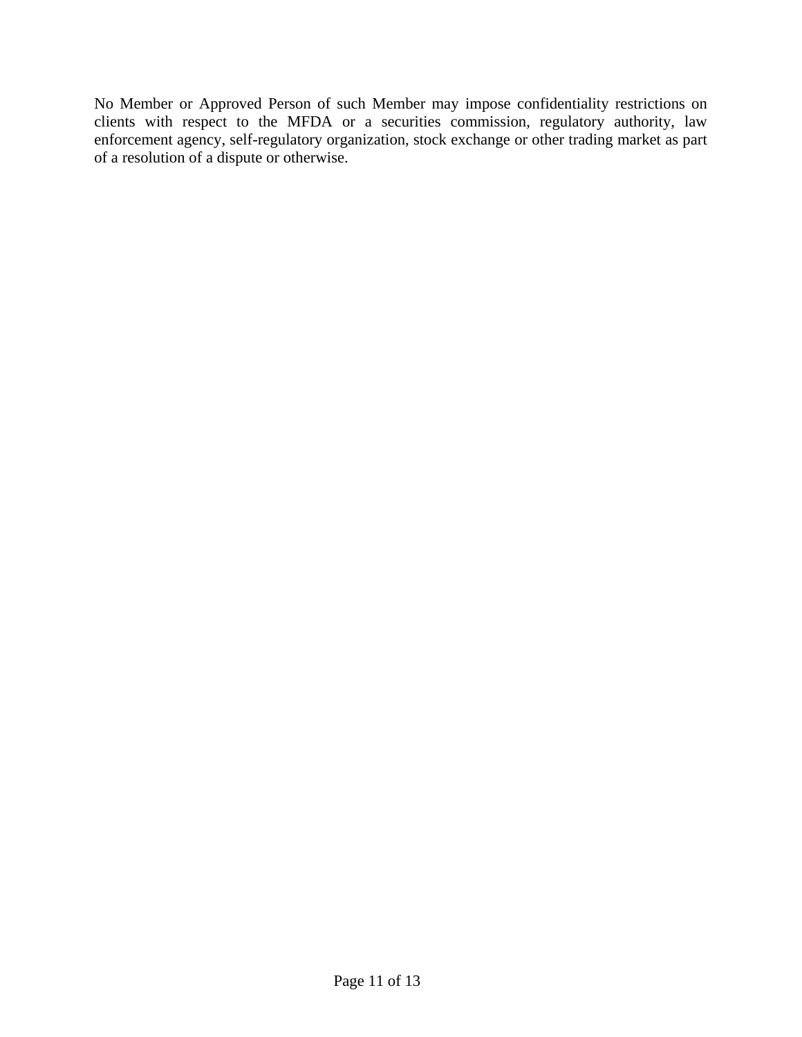No Member or Approved Person of such Member may impose confidentiality restrictions on clients with respect to the MFDA or a securities commission, regulatory authority, law enforcement agency, self-regulatory organization, stock exchange or other trading market as part of a resolution of a dispute or otherwise.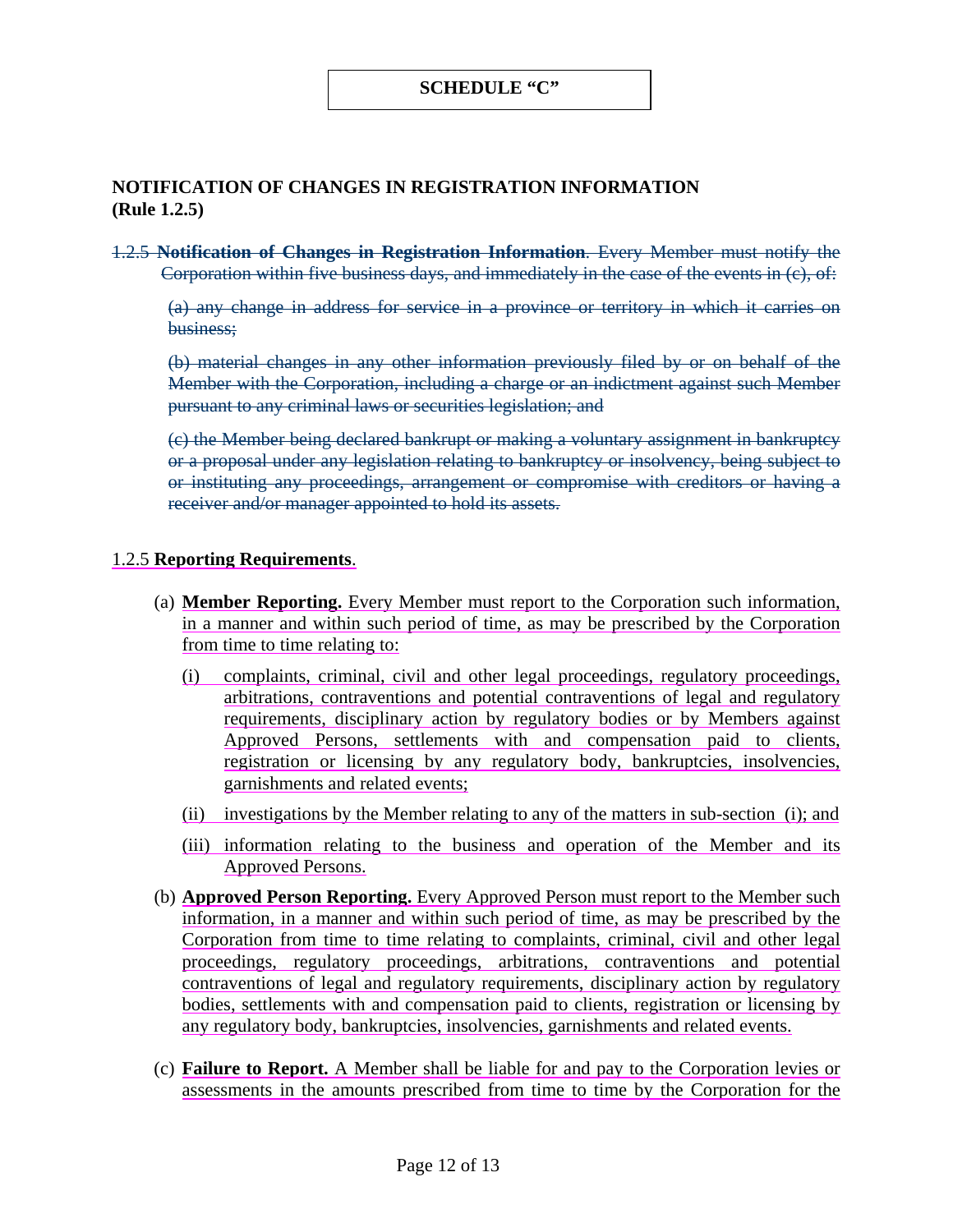**SCHEDULE "C"**

## NOTIFICATION OF CHANGES IN REGISTRATION INFORMATION (Rule 1.2.5)

~~1.2.5 **Notification of Changes in Registration Information**. Every Member must notify the Corporation within five business days, and immediately in the case of the events in (c), of:~~

~~(a) any change in address for service in a province or territory in which it carries on business;~~

~~(b) material changes in any other information previously filed by or on behalf of the Member with the Corporation, including a charge or an indictment against such Member pursuant to any criminal laws or securities legislation; and~~

~~(c) the Member being declared bankrupt or making a voluntary assignment in bankruptcy or a proposal under any legislation relating to bankruptcy or insolvency, being subject to or instituting any proceedings, arrangement or compromise with creditors or having a receiver and/or manager appointed to hold its assets.~~

1.2.5 **Reporting Requirements**.

(a) **Member Reporting.** Every Member must report to the Corporation such information, in a manner and within such period of time, as may be prescribed by the Corporation from time to time relating to:

(i) complaints, criminal, civil and other legal proceedings, regulatory proceedings, arbitrations, contraventions and potential contraventions of legal and regulatory requirements, disciplinary action by regulatory bodies or by Members against Approved Persons, settlements with and compensation paid to clients, registration or licensing by any regulatory body, bankruptcies, insolvencies, garnishments and related events;

(ii) investigations by the Member relating to any of the matters in sub-section (i); and

(iii) information relating to the business and operation of the Member and its Approved Persons.

(b) **Approved Person Reporting.** Every Approved Person must report to the Member such information, in a manner and within such period of time, as may be prescribed by the Corporation from time to time relating to complaints, criminal, civil and other legal proceedings, regulatory proceedings, arbitrations, contraventions and potential contraventions of legal and regulatory requirements, disciplinary action by regulatory bodies, settlements with and compensation paid to clients, registration or licensing by any regulatory body, bankruptcies, insolvencies, garnishments and related events.

(c) **Failure to Report.** A Member shall be liable for and pay to the Corporation levies or assessments in the amounts prescribed from time to time by the Corporation for the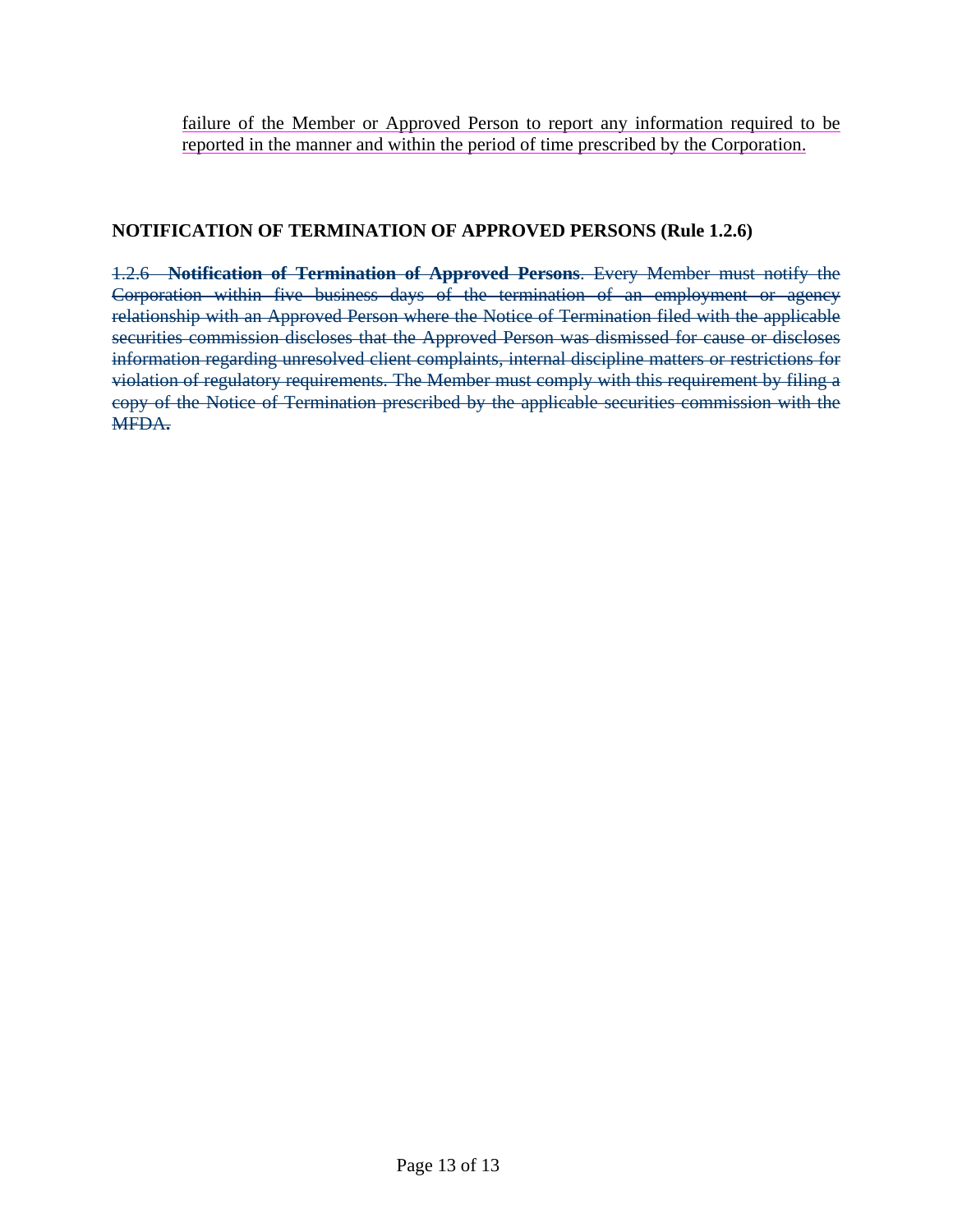failure of the Member or Approved Person to report any information required to be reported in the manner and within the period of time prescribed by the Corporation.

**NOTIFICATION OF TERMINATION OF APPROVED PERSONS (Rule 1.2.6)**

~~1.2.6 **Notification of Termination of Approved Persons**. Every Member must notify the Corporation within five business days of the termination of an employment or agency relationship with an Approved Person where the Notice of Termination filed with the applicable securities commission discloses that the Approved Person was dismissed for cause or discloses information regarding unresolved client complaints, internal discipline matters or restrictions for violation of regulatory requirements. The Member must comply with this requirement by filing a copy of the Notice of Termination prescribed by the applicable securities commission with the MFDA.~~